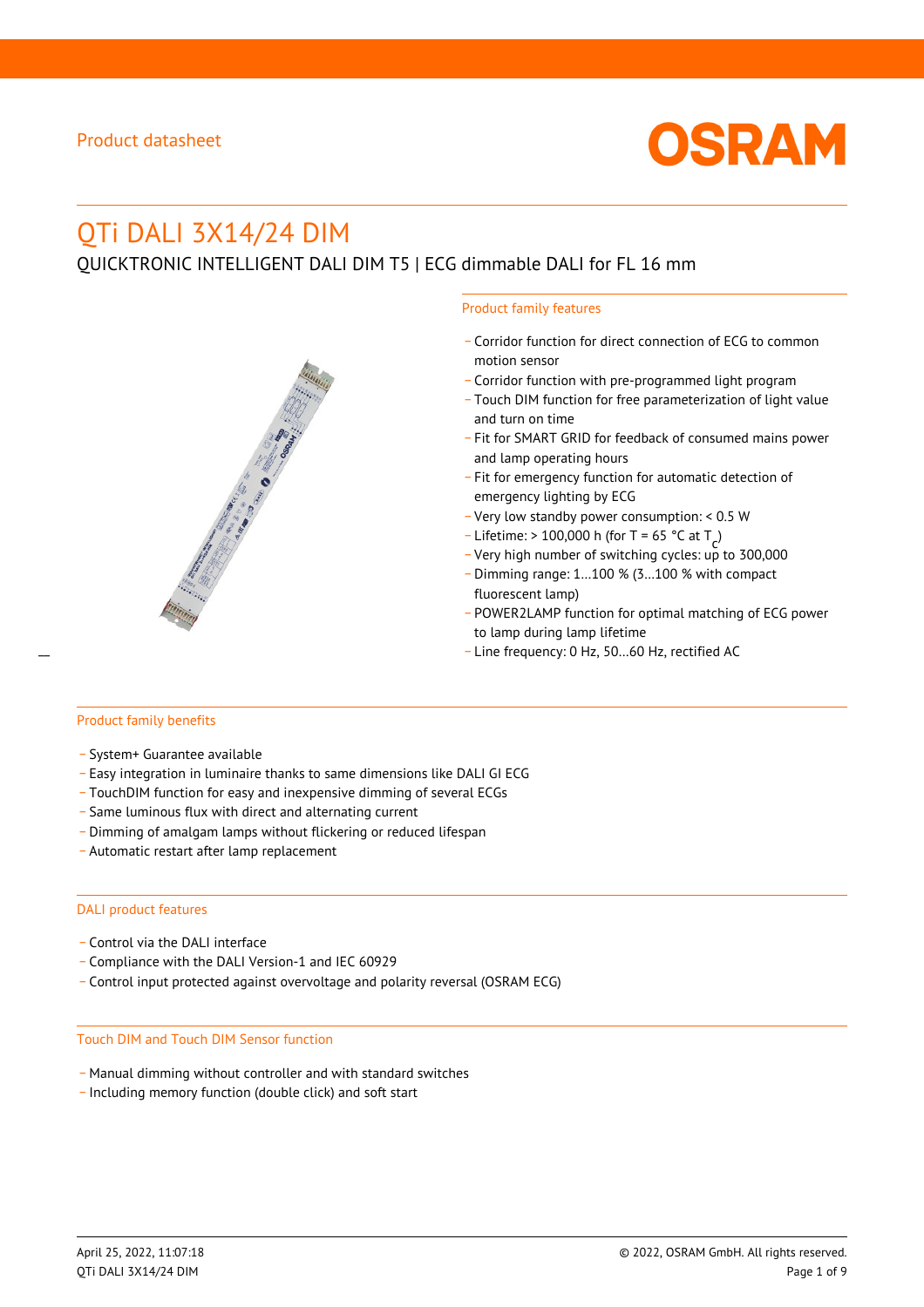Product datasheet

# QTi DALI 3X14/24 DIM

QUICKTRONIC INTELLIGENT DALI DIM T5 | ECG dimmable DALI for FL 16 mm

## Product family features

- Corridor function for direct connection of ECG to common motion sensor
- Corridor function with pre-programmed light program
- Touch DIM function for free parameterization of light value and turn on time
- Fit for SMART GRID for feedback of consumed mains power and lamp operating hours
- Fit for emergency function for automatic detection of emergency lighting by ECG
- Very low standby power consumption: < 0.5 W
- Lifetime: > 100,000 h (for T = 65 °C at $T_c$)
- Very high number of switching cycles: up to 300,000
- Dimming range: 1…100 % (3…100 % with compact fluorescent lamp)
- POWER2LAMP function for optimal matching of ECG power to lamp during lamp lifetime
- Line frequency: 0 Hz, 50…60 Hz, rectified AC

## Product family benefits

- System+ Guarantee available
- Easy integration in luminaire thanks to same dimensions like DALI GI ECG
- TouchDIM function for easy and inexpensive dimming of several ECGs
- Same luminous flux with direct and alternating current
- Dimming of amalgam lamps without flickering or reduced lifespan
- Automatic restart after lamp replacement

## DALI product features

- Control via the DALI interface
- Compliance with the DALI Version-1 and IEC 60929
- Control input protected against overvoltage and polarity reversal (OSRAM ECG)

## Touch DIM and Touch DIM Sensor function

- Manual dimming without controller and with standard switches
- Including memory function (double click) and soft start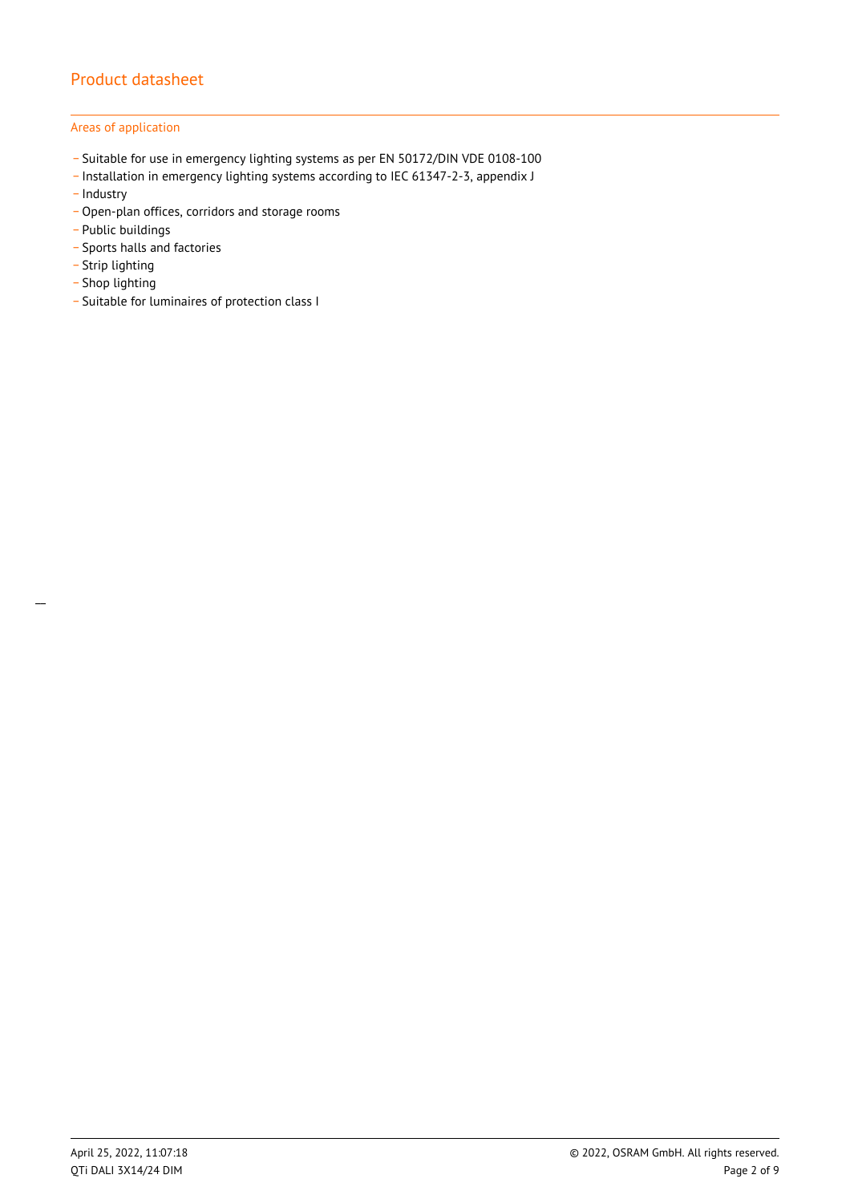## Areas of application

- Suitable for use in emergency lighting systems as per EN 50172/DIN VDE 0108-100
- Installation in emergency lighting systems according to IEC 61347-2-3, appendix J
- Industry
- Open-plan offices, corridors and storage rooms
- Public buildings
- Sports halls and factories
- Strip lighting
- Shop lighting
- Suitable for luminaires of protection class I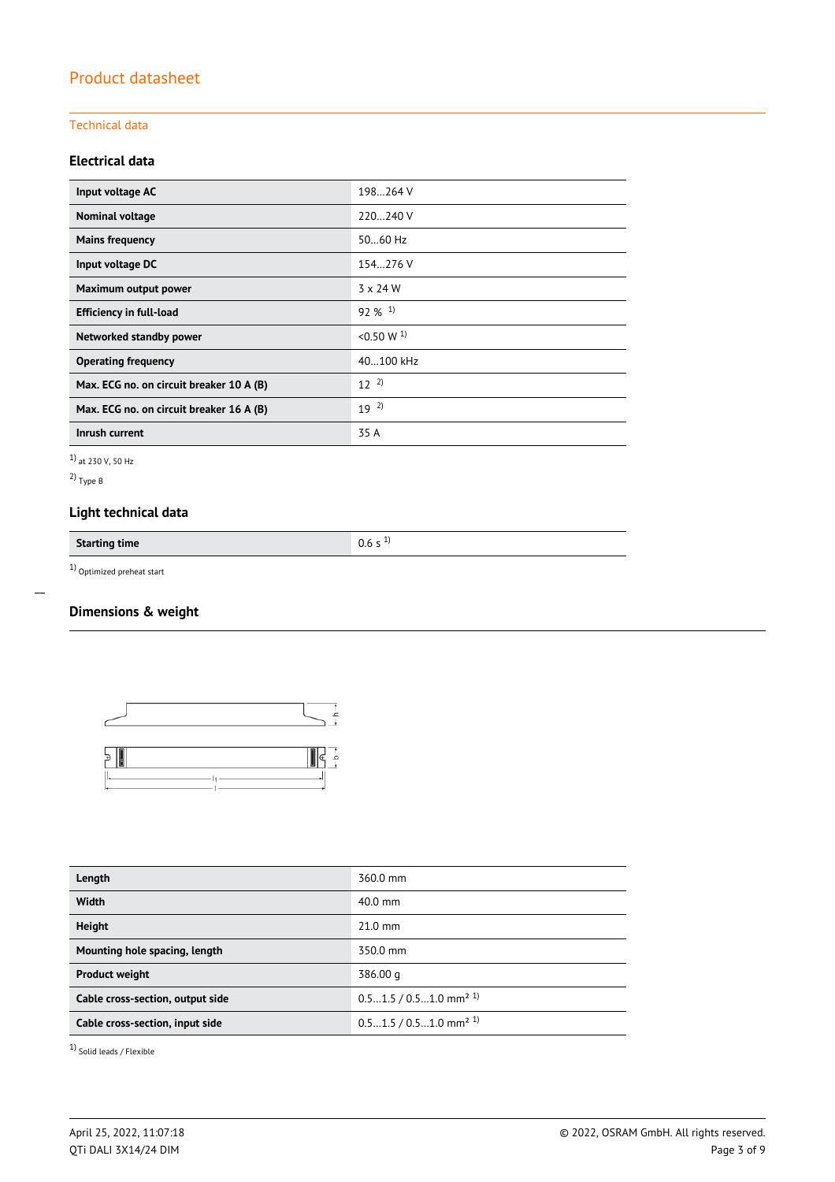## Technical data

### Electrical data

| Input voltage AC | 198…264 V |
|---|---|
| Nominal voltage | 220…240 V |
| Mains frequency | 50…60 Hz |
| Input voltage DC | 154…276 V |
| Maximum output power | 3 x 24 W |
| Efficiency in full-load | 92 % [1] |
| Networked standby power | <0.50 W [1] |
| Operating frequency | 40…100 kHz |
| Max. ECG no. on circuit breaker 10 A (B) | 12 [2] |
| Max. ECG no. on circuit breaker 16 A (B) | 19 [2] |
| Inrush current | 35 A |

[1] at 230 V, 50 Hz

[2] Type B

### Light technical data

| Starting time | 0.6 s [1] |
|---|---|

[1] Optimized preheat start

### Dimensions & weight

| Length | 360.0 mm |
|---|---|
| Width | 40.0 mm |
| Height | 21.0 mm |
| Mounting hole spacing, length | 350.0 mm |
| Product weight | 386.00 g |
| Cable cross-section, output side | 0.5…1.5 / 0.5…1.0 mm² [1] |
| Cable cross-section, input side | 0.5…1.5 / 0.5…1.0 mm² [1] |

[1] Solid leads / Flexible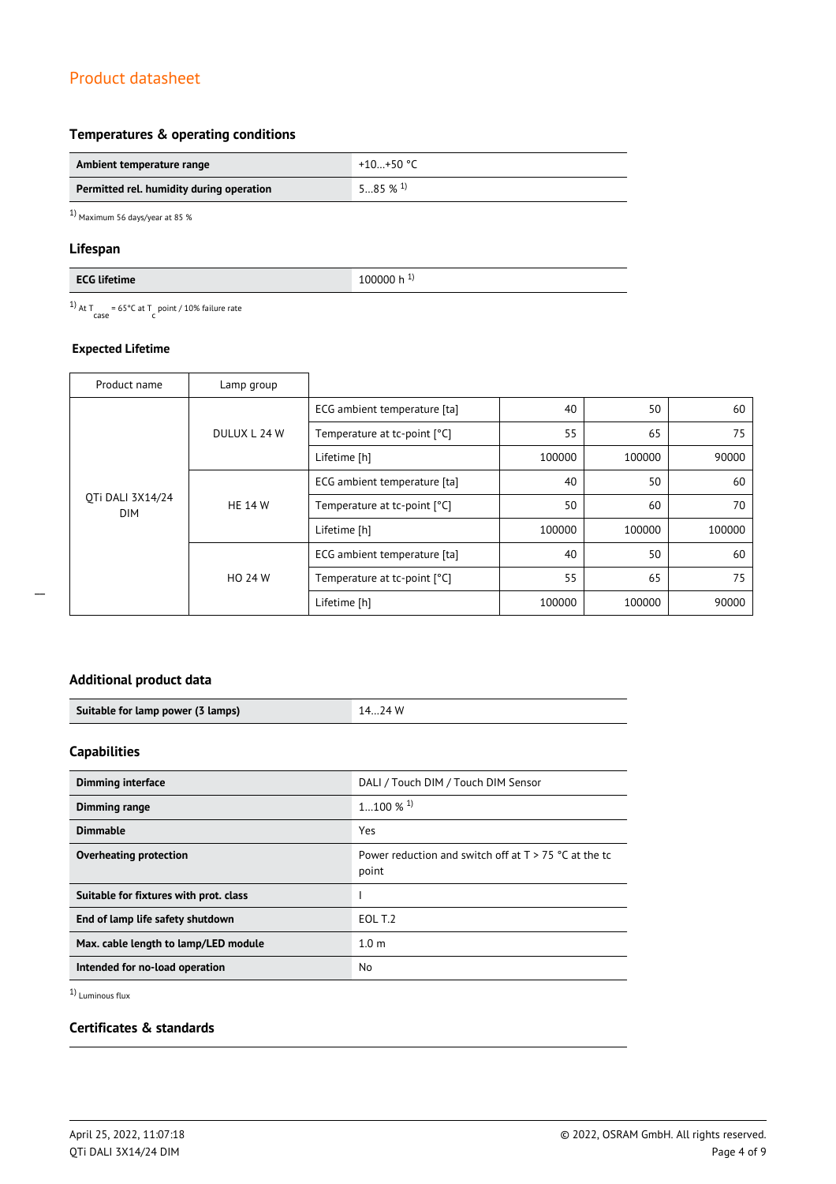## Temperatures & operating conditions

| | |
|---|---|
| **Ambient temperature range** | +10…+50 °C |
| **Permitted rel. humidity during operation** | 5…85 % [1] |

[1] Maximum 56 days/year at 85 %

## Lifespan

| | |
|---|---|
| **ECG lifetime** | 100000 h [1] |

[1] At $T_{case}$ = 65°C at $T_c$ point / 10% failure rate

### Expected Lifetime

| Product name | Lamp group | | | | |
|---|---|---|---|---|---|
| QTi DALI 3X14/24 DIM | DULUX L 24 W | ECG ambient temperature [ta] | 40 | 50 | 60 |
| | | Temperature at tc-point [°C] | 55 | 65 | 75 |
| | | Lifetime [h] | 100000 | 100000 | 90000 |
| | HE 14 W | ECG ambient temperature [ta] | 40 | 50 | 60 |
| | | Temperature at tc-point [°C] | 50 | 60 | 70 |
| | | Lifetime [h] | 100000 | 100000 | 100000 |
| | HO 24 W | ECG ambient temperature [ta] | 40 | 50 | 60 |
| | | Temperature at tc-point [°C] | 55 | 65 | 75 |
| | | Lifetime [h] | 100000 | 100000 | 90000 |

## Additional product data

| | |
|---|---|
| **Suitable for lamp power (3 lamps)** | 14…24 W |

## Capabilities

| | |
|---|---|
| **Dimming interface** | DALI / Touch DIM / Touch DIM Sensor |
| **Dimming range** | 1…100 % [1] |
| **Dimmable** | Yes |
| **Overheating protection** | Power reduction and switch off at T > 75 °C at the tc point |
| **Suitable for fixtures with prot. class** | I |
| **End of lamp life safety shutdown** | EOL T.2 |
| **Max. cable length to lamp/LED module** | 1.0 m |
| **Intended for no-load operation** | No |

[1] Luminous flux

## Certificates & standards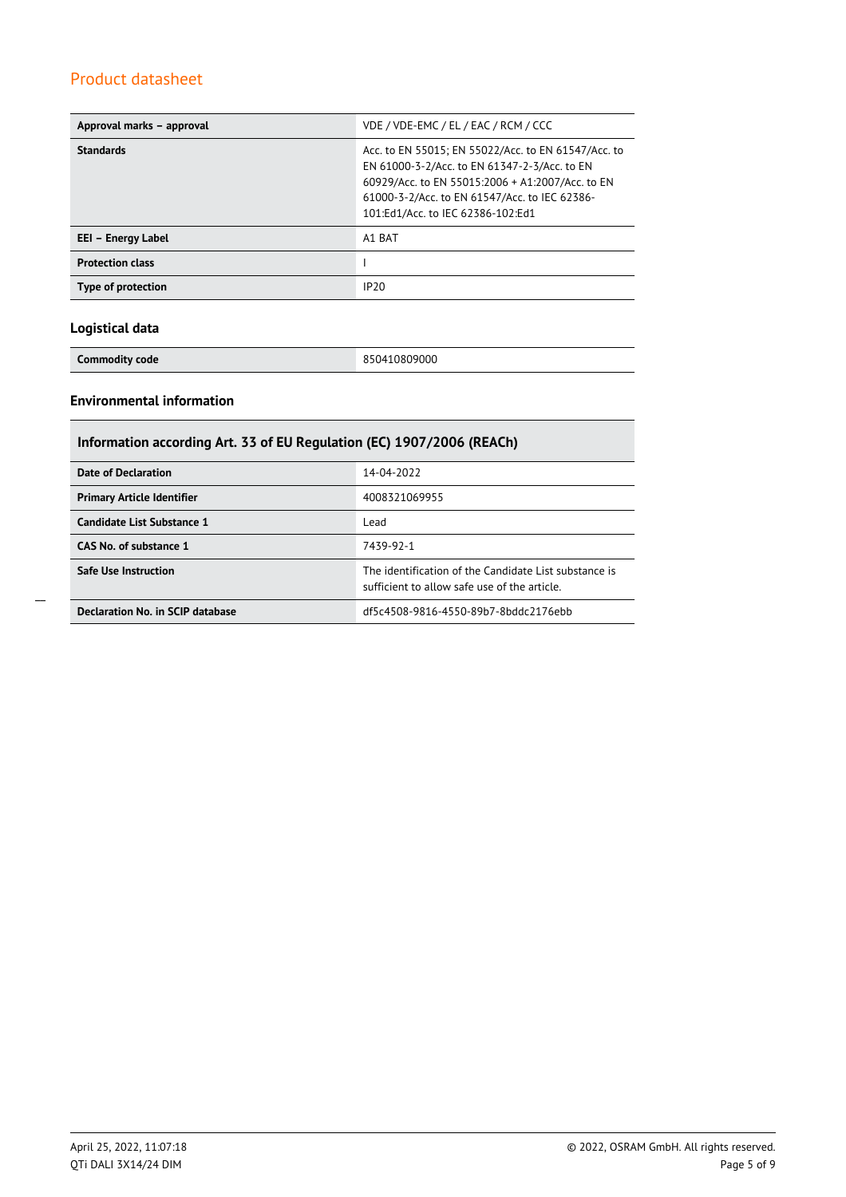| Approval marks – approval | VDE / VDE-EMC / EL / EAC / RCM / CCC |
|---|---|
| **Standards** | Acc. to EN 55015; EN 55022/Acc. to EN 61547/Acc. to EN 61000-3-2/Acc. to EN 61347-2-3/Acc. to EN 60929/Acc. to EN 55015:2006 + A1:2007/Acc. to EN 61000-3-2/Acc. to EN 61547/Acc. to IEC 62386-101:Ed1/Acc. to IEC 62386-102:Ed1 |
| **EEI – Energy Label** | A1 BAT |
| **Protection class** | I |
| **Type of protection** | IP20 |

### Logistical data

| Commodity code | 850410809000 |
|---|---|

### Environmental information

| Information according Art. 33 of EU Regulation (EC) 1907/2006 (REACh) | |
|---|---|
| **Date of Declaration** | 14-04-2022 |
| **Primary Article Identifier** | 4008321069955 |
| **Candidate List Substance 1** | Lead |
| **CAS No. of substance 1** | 7439-92-1 |
| **Safe Use Instruction** | The identification of the Candidate List substance is sufficient to allow safe use of the article. |
| **Declaration No. in SCIP database** | df5c4508-9816-4550-89b7-8bddc2176ebb |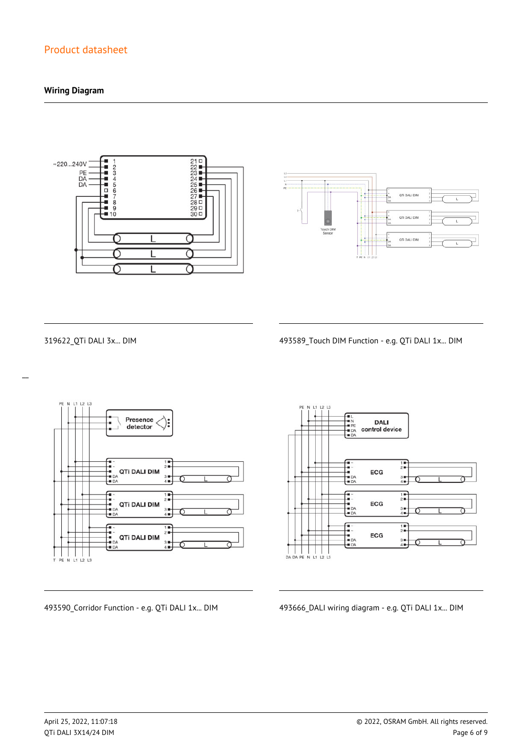## Wiring Diagram

319622_QTi DALI 3x... DIM

493589_Touch DIM Function - e.g. QTi DALI 1x... DIM

493590_Corridor Function - e.g. QTi DALI 1x... DIM

493666_DALI wiring diagram - e.g. QTi DALI 1x... DIM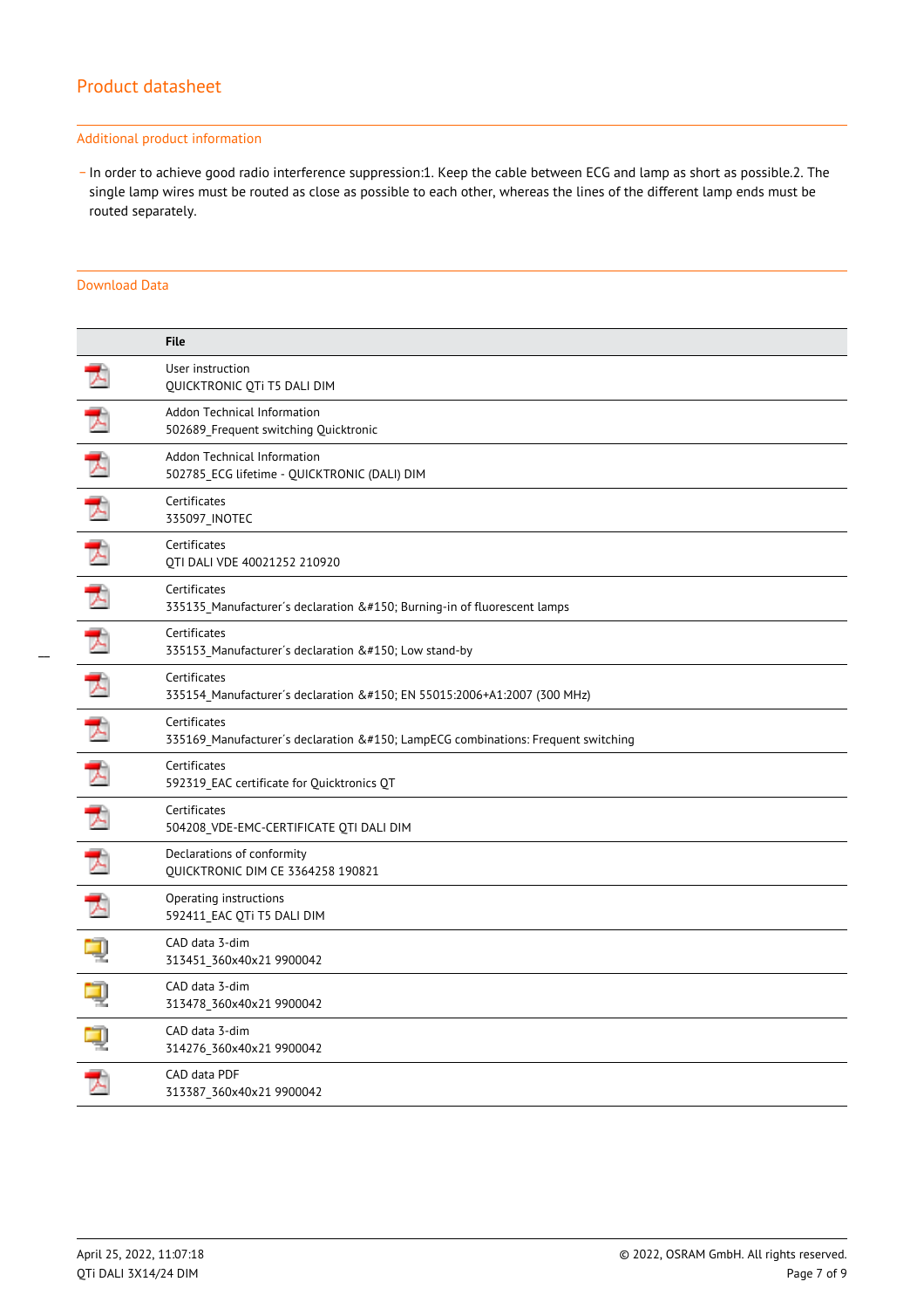## Additional product information

- In order to achieve good radio interference suppression:1. Keep the cable between ECG and lamp as short as possible.2. The single lamp wires must be routed as close as possible to each other, whereas the lines of the different lamp ends must be routed separately.

## Download Data

| | File |
|---|---|
| | User instruction<br>QUICKTRONIC QTi T5 DALI DIM |
| | Addon Technical Information<br>502689_Frequent switching Quicktronic |
| | Addon Technical Information<br>502785_ECG lifetime - QUICKTRONIC (DALI) DIM |
| | Certificates<br>335097_INOTEC |
| | Certificates<br>QTI DALI VDE 40021252 210920 |
| | Certificates<br>335135_Manufacturer´s declaration &#150; Burning-in of fluorescent lamps |
| | Certificates<br>335153_Manufacturer´s declaration &#150; Low stand-by |
| | Certificates<br>335154_Manufacturer´s declaration &#150; EN 55015:2006+A1:2007 (300 MHz) |
| | Certificates<br>335169_Manufacturer´s declaration &#150; LampECG combinations: Frequent switching |
| | Certificates<br>592319_EAC certificate for Quicktronics QT |
| | Certificates<br>504208_VDE-EMC-CERTIFICATE QTI DALI DIM |
| | Declarations of conformity<br>QUICKTRONIC DIM CE 3364258 190821 |
| | Operating instructions<br>592411_EAC QTi T5 DALI DIM |
| | CAD data 3-dim<br>313451_360x40x21 9900042 |
| | CAD data 3-dim<br>313478_360x40x21 9900042 |
| | CAD data 3-dim<br>314276_360x40x21 9900042 |
| | CAD data PDF<br>313387_360x40x21 9900042 |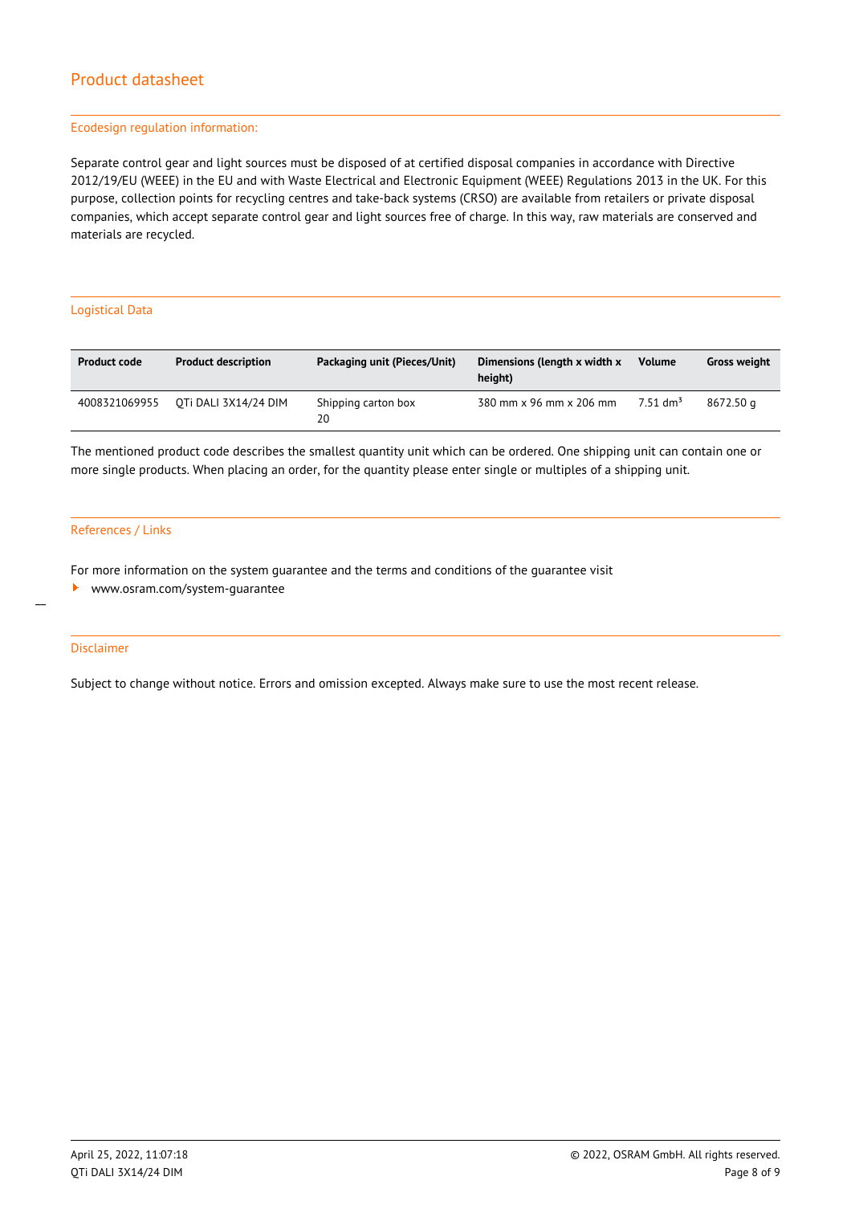## Ecodesign regulation information:

Separate control gear and light sources must be disposed of at certified disposal companies in accordance with Directive 2012/19/EU (WEEE) in the EU and with Waste Electrical and Electronic Equipment (WEEE) Regulations 2013 in the UK. For this purpose, collection points for recycling centres and take-back systems (CRSO) are available from retailers or private disposal companies, which accept separate control gear and light sources free of charge. In this way, raw materials are conserved and materials are recycled.

## Logistical Data

| Product code | Product description | Packaging unit (Pieces/Unit) | Dimensions (length x width x height) | Volume | Gross weight |
|---|---|---|---|---|---|
| 4008321069955 | QTi DALI 3X14/24 DIM | Shipping carton box 20 | 380 mm x 96 mm x 206 mm | 7.51 $dm^3$ | 8672.50 g |

The mentioned product code describes the smallest quantity unit which can be ordered. One shipping unit can contain one or more single products. When placing an order, for the quantity please enter single or multiples of a shipping unit.

## References / Links

For more information on the system guarantee and the terms and conditions of the guarantee visit

- www.osram.com/system-guarantee

## Disclaimer

Subject to change without notice. Errors and omission excepted. Always make sure to use the most recent release.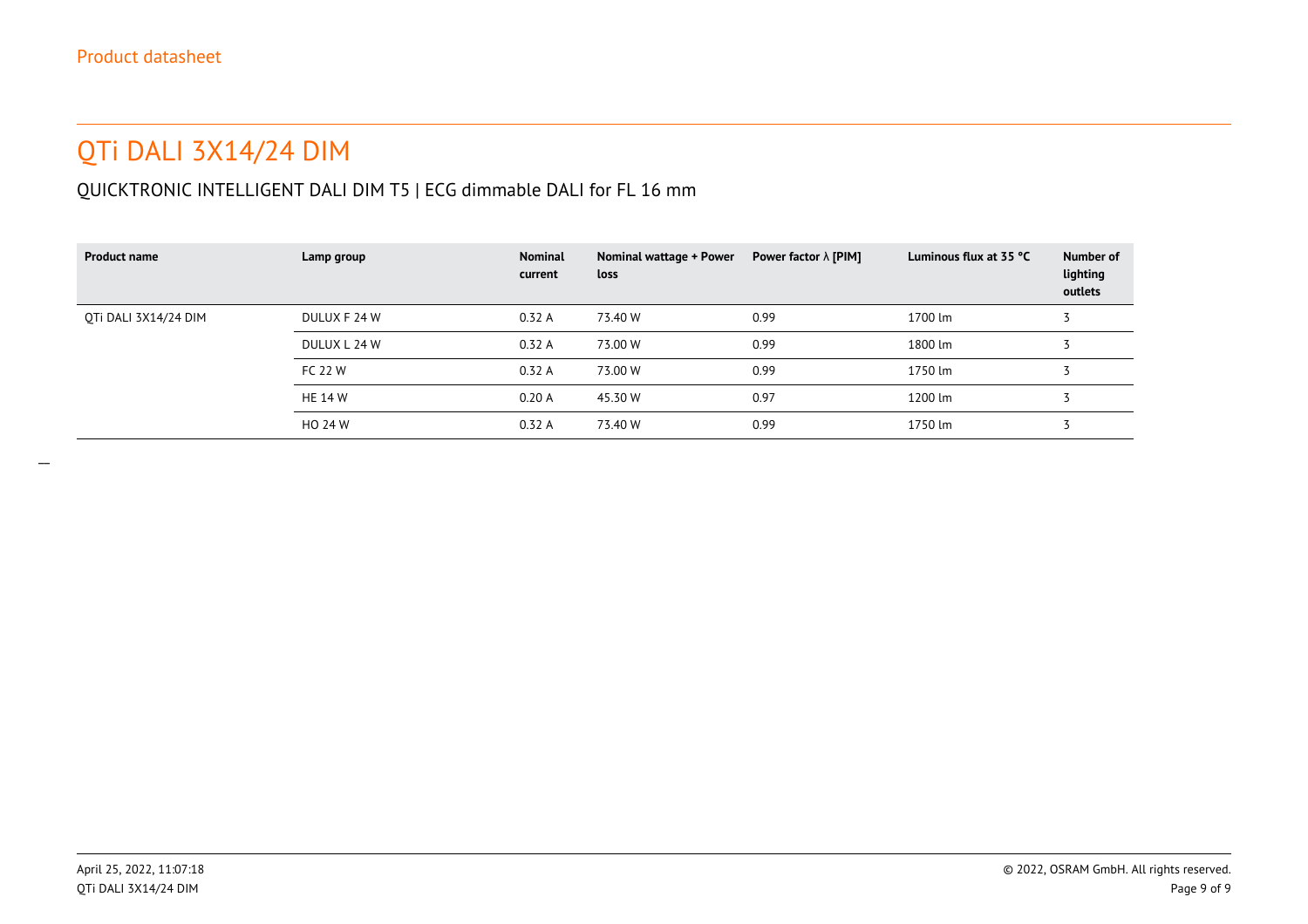# QTi DALI 3X14/24 DIM

## QUICKTRONIC INTELLIGENT DALI DIM T5 | ECG dimmable DALI for FL 16 mm

| Product name | Lamp group | Nominal current | Nominal wattage + Power loss | Power factor λ [PIM] | Luminous flux at 35 °C | Number of lighting outlets |
|---|---|---|---|---|---|---|
| QTi DALI 3X14/24 DIM | DULUX F 24 W | 0.32 A | 73.40 W | 0.99 | 1700 lm | 3 |
| | DULUX L 24 W | 0.32 A | 73.00 W | 0.99 | 1800 lm | 3 |
| | FC 22 W | 0.32 A | 73.00 W | 0.99 | 1750 lm | 3 |
| | HE 14 W | 0.20 A | 45.30 W | 0.97 | 1200 lm | 3 |
| | HO 24 W | 0.32 A | 73.40 W | 0.99 | 1750 lm | 3 |